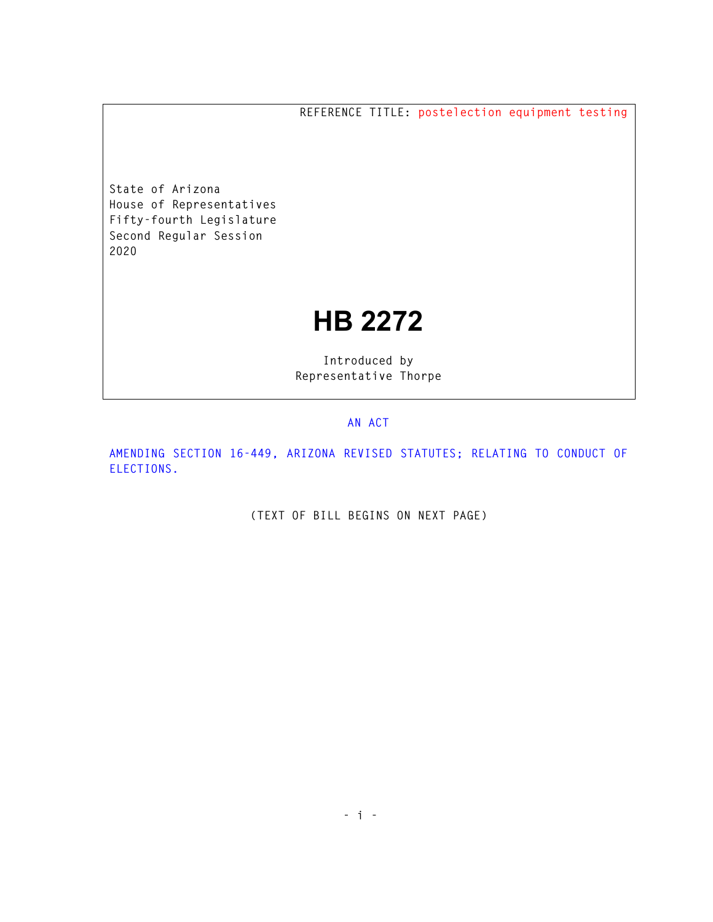REFERENCE TITLE: postelection equipment testing

State of Arizona
House of Representatives
Fifty-fourth Legislature
Second Regular Session
2020

# HB 2272

Introduced by
Representative Thorpe

AN ACT

AMENDING SECTION 16-449, ARIZONA REVISED STATUTES; RELATING TO CONDUCT OF ELECTIONS.

(TEXT OF BILL BEGINS ON NEXT PAGE)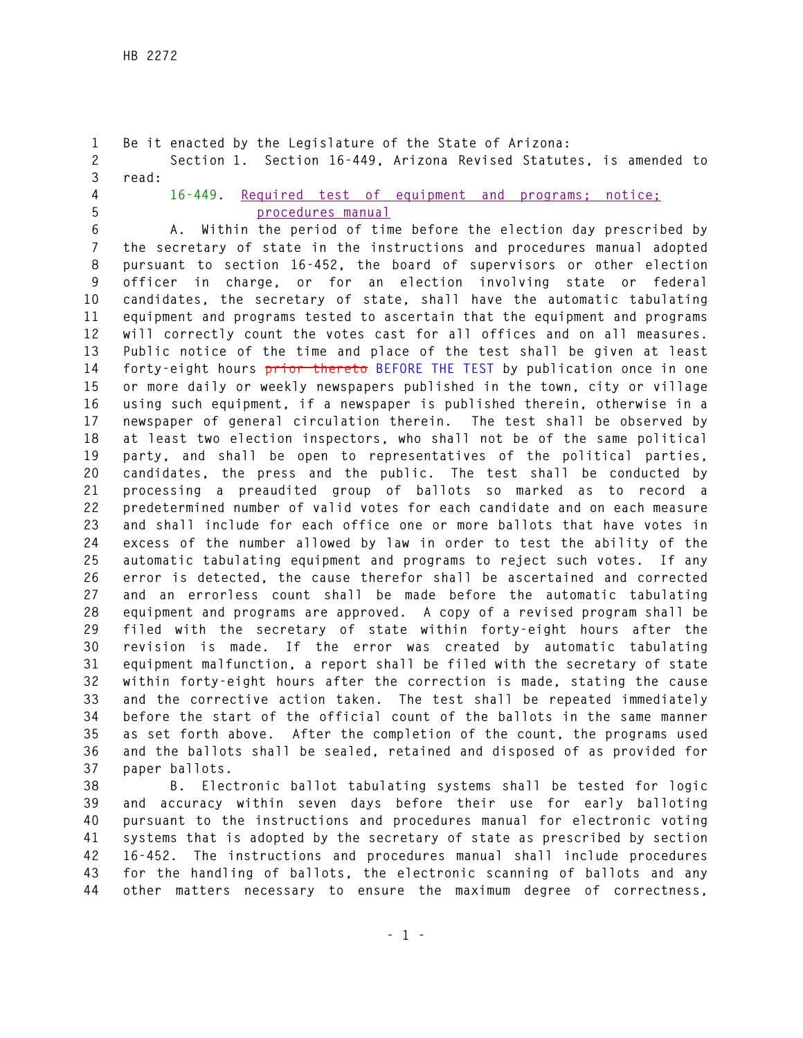Be it enacted by the Legislature of the State of Arizona:

Section 1. Section 16-449, Arizona Revised Statutes, is amended to read:

16-449. Required test of equipment and programs; notice; procedures manual

A. Within the period of time before the election day prescribed by the secretary of state in the instructions and procedures manual adopted pursuant to section 16-452, the board of supervisors or other election officer in charge, or for an election involving state or federal candidates, the secretary of state, shall have the automatic tabulating equipment and programs tested to ascertain that the equipment and programs will correctly count the votes cast for all offices and on all measures. Public notice of the time and place of the test shall be given at least forty-eight hours ~~prior thereto~~ BEFORE THE TEST by publication once in one or more daily or weekly newspapers published in the town, city or village using such equipment, if a newspaper is published therein, otherwise in a newspaper of general circulation therein. The test shall be observed by at least two election inspectors, who shall not be of the same political party, and shall be open to representatives of the political parties, candidates, the press and the public. The test shall be conducted by processing a preaudited group of ballots so marked as to record a predetermined number of valid votes for each candidate and on each measure and shall include for each office one or more ballots that have votes in excess of the number allowed by law in order to test the ability of the automatic tabulating equipment and programs to reject such votes. If any error is detected, the cause therefor shall be ascertained and corrected and an errorless count shall be made before the automatic tabulating equipment and programs are approved. A copy of a revised program shall be filed with the secretary of state within forty-eight hours after the revision is made. If the error was created by automatic tabulating equipment malfunction, a report shall be filed with the secretary of state within forty-eight hours after the correction is made, stating the cause and the corrective action taken. The test shall be repeated immediately before the start of the official count of the ballots in the same manner as set forth above. After the completion of the count, the programs used and the ballots shall be sealed, retained and disposed of as provided for paper ballots.

B. Electronic ballot tabulating systems shall be tested for logic and accuracy within seven days before their use for early balloting pursuant to the instructions and procedures manual for electronic voting systems that is adopted by the secretary of state as prescribed by section 16-452. The instructions and procedures manual shall include procedures for the handling of ballots, the electronic scanning of ballots and any other matters necessary to ensure the maximum degree of correctness,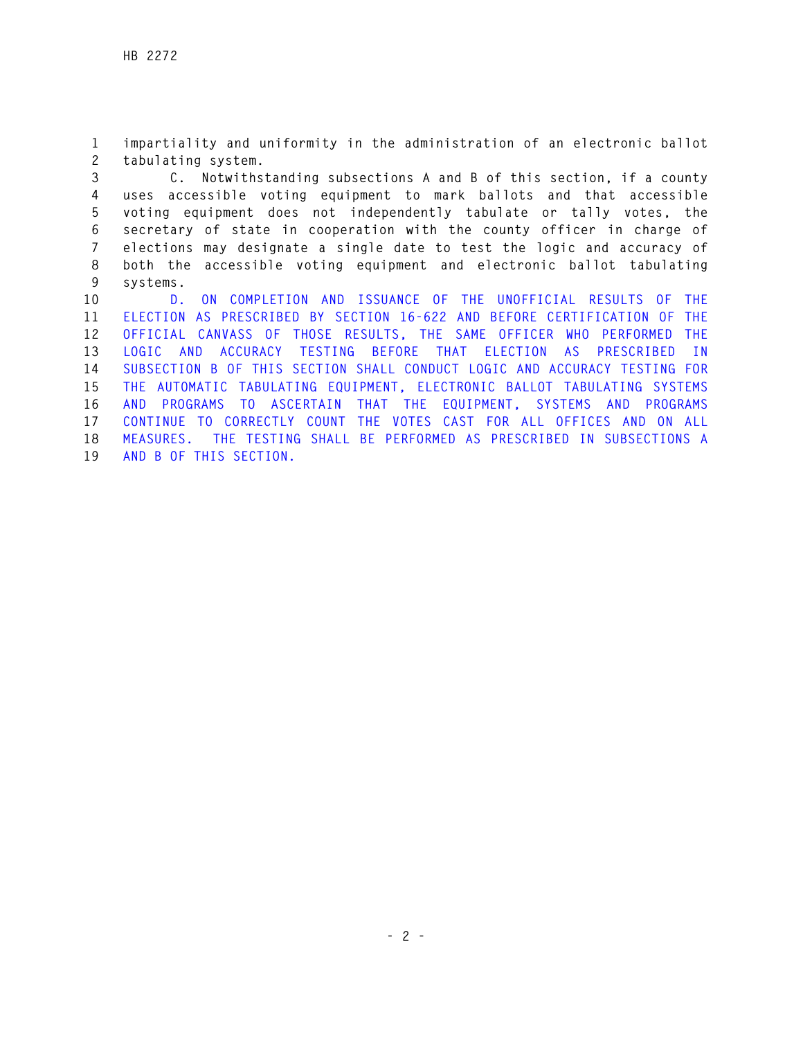impartiality and uniformity in the administration of an electronic ballot tabulating system.

C. Notwithstanding subsections A and B of this section, if a county uses accessible voting equipment to mark ballots and that accessible voting equipment does not independently tabulate or tally votes, the secretary of state in cooperation with the county officer in charge of elections may designate a single date to test the logic and accuracy of both the accessible voting equipment and electronic ballot tabulating systems.

D. ON COMPLETION AND ISSUANCE OF THE UNOFFICIAL RESULTS OF THE ELECTION AS PRESCRIBED BY SECTION 16-622 AND BEFORE CERTIFICATION OF THE OFFICIAL CANVASS OF THOSE RESULTS, THE SAME OFFICER WHO PERFORMED THE LOGIC AND ACCURACY TESTING BEFORE THAT ELECTION AS PRESCRIBED IN SUBSECTION B OF THIS SECTION SHALL CONDUCT LOGIC AND ACCURACY TESTING FOR THE AUTOMATIC TABULATING EQUIPMENT, ELECTRONIC BALLOT TABULATING SYSTEMS AND PROGRAMS TO ASCERTAIN THAT THE EQUIPMENT, SYSTEMS AND PROGRAMS CONTINUE TO CORRECTLY COUNT THE VOTES CAST FOR ALL OFFICES AND ON ALL MEASURES. THE TESTING SHALL BE PERFORMED AS PRESCRIBED IN SUBSECTIONS A AND B OF THIS SECTION.